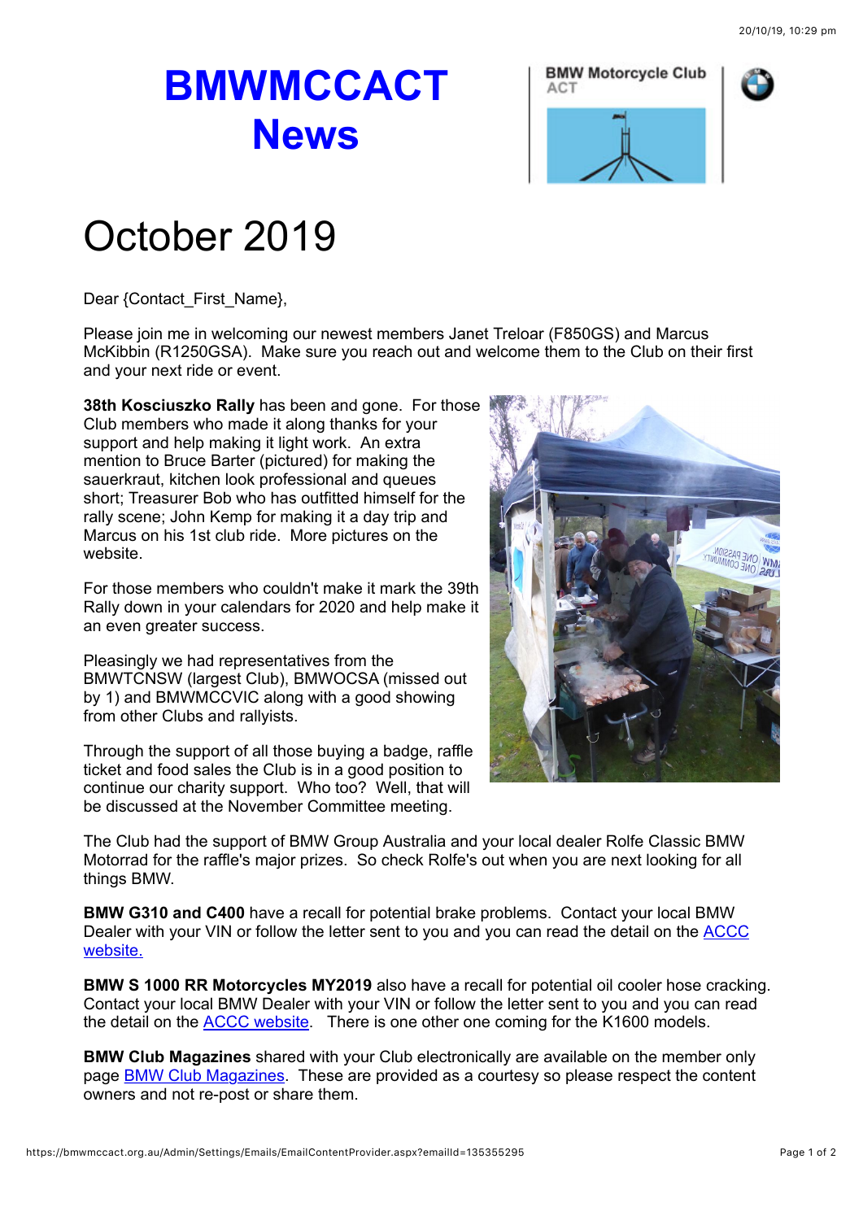# BMWMCCACT News

# October 2019

Dear {Contact_First_Name},

Please join me in welcoming our newest members Janet Treloar (F850GS) and Marcus McKibbin (R1250GSA). Make sure you reach out and welcome them to the Club on their first and your next ride or event.

**38th Kosciuszko Rally** has been and gone. For those Club members who made it along thanks for your support and help making it light work. An extra mention to Bruce Barter (pictured) for making the sauerkraut, kitchen look professional and queues short; Treasurer Bob who has outfitted himself for the rally scene; John Kemp for making it a day trip and Marcus on his 1st club ride. More pictures on the website.

For those members who couldn't make it mark the 39th Rally down in your calendars for 2020 and help make it an even greater success.

Pleasingly we had representatives from the BMWTCNSW (largest Club), BMWOCSA (missed out by 1) and BMWMCCVIC along with a good showing from other Clubs and rallyists.

Through the support of all those buying a badge, raffle ticket and food sales the Club is in a good position to continue our charity support. Who too? Well, that will be discussed at the November Committee meeting.

The Club had the support of BMW Group Australia and your local dealer Rolfe Classic BMW Motorrad for the raffle's major prizes. So check Rolfe's out when you are next looking for all things BMW.

**BMW G310 and C400** have a recall for potential brake problems. Contact your local BMW Dealer with your VIN or follow the letter sent to you and you can read the detail on the [ACCC website.]()

**BMW S 1000 RR Motorcycles MY2019** also have a recall for potential oil cooler hose cracking. Contact your local BMW Dealer with your VIN or follow the letter sent to you and you can read the detail on the [ACCC website](). There is one other one coming for the K1600 models.

**BMW Club Magazines** shared with your Club electronically are available on the member only page [BMW Club Magazines](). These are provided as a courtesy so please respect the content owners and not re-post or share them.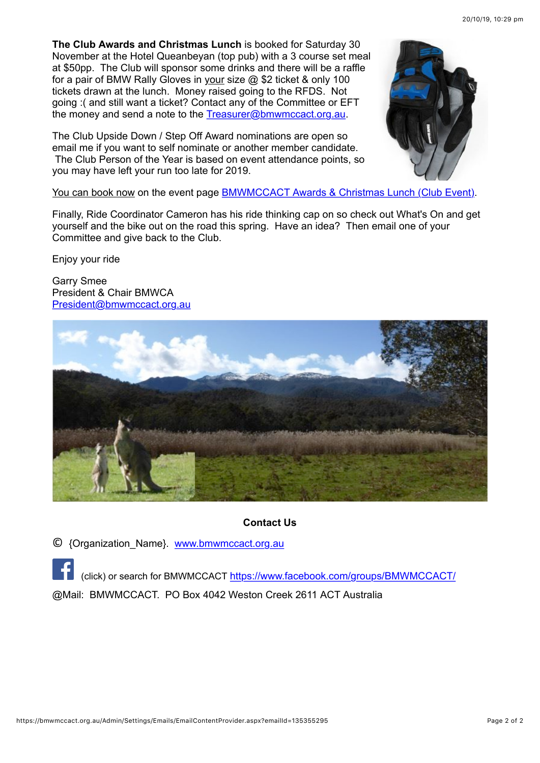**The Club Awards and Christmas Lunch** is booked for Saturday 30 November at the Hotel Queanbeyan (top pub) with a 3 course set meal at $50pp. The Club will sponsor some drinks and there will be a raffle for a pair of BMW Rally Gloves in your size @ $2 ticket & only 100 tickets drawn at the lunch. Money raised going to the RFDS. Not going :( and still want a ticket? Contact any of the Committee or EFT the money and send a note to the Treasurer@bmwmccact.org.au.

The Club Upside Down / Step Off Award nominations are open so email me if you want to self nominate or another member candidate. The Club Person of the Year is based on event attendance points, so you may have left your run too late for 2019.

You can book now on the event page BMWMCCACT Awards & Christmas Lunch (Club Event).

Finally, Ride Coordinator Cameron has his ride thinking cap on so check out What's On and get yourself and the bike out on the road this spring. Have an idea? Then email one of your Committee and give back to the Club.

Enjoy your ride

Garry Smee
President & Chair BMWCA
President@bmwmccact.org.au

**Contact Us**

© {Organization_Name}. www.bmwmccact.org.au

(click) or search for BMWMCCACT https://www.facebook.com/groups/BMWMCCACT/

@Mail: BMWMCCACT. PO Box 4042 Weston Creek 2611 ACT Australia